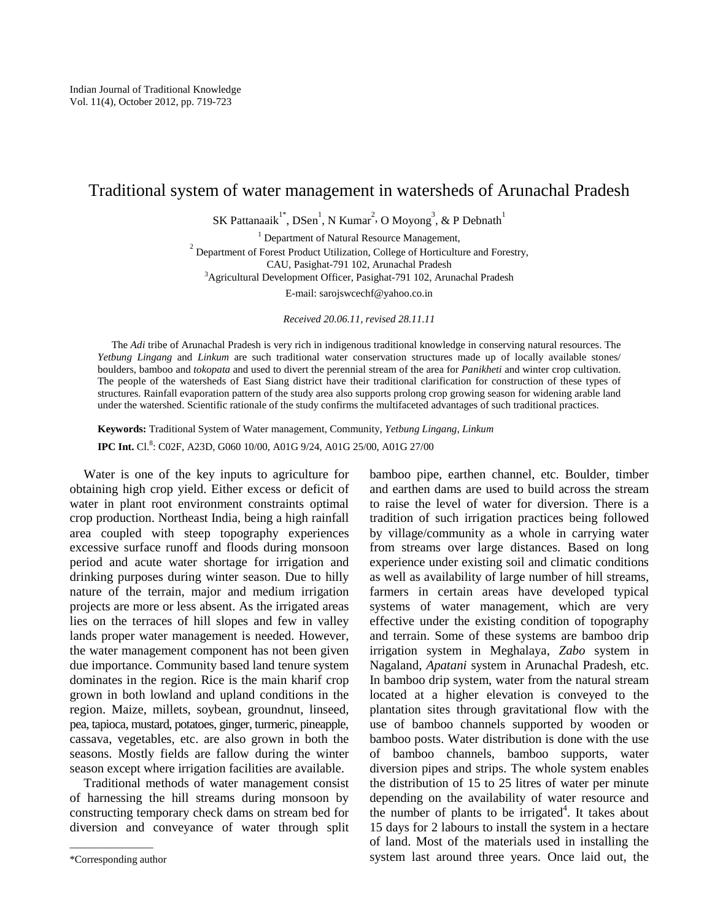# Traditional system of water management in watersheds of Arunachal Pradesh

SK Pattanaaik[1*], DSen[1], N Kumar[2], O Moyong[3], & P Debnath[1]

[1] Department of Natural Resource Management,
[2] Department of Forest Product Utilization, College of Horticulture and Forestry, CAU, Pasighat-791 102, Arunachal Pradesh
[3]Agricultural Development Officer, Pasighat-791 102, Arunachal Pradesh

E-mail: sarojswcechf@yahoo.co.in

*Received 20.06.11, revised 28.11.11*

The *Adi* tribe of Arunachal Pradesh is very rich in indigenous traditional knowledge in conserving natural resources. The *Yetbung Lingang* and *Linkum* are such traditional water conservation structures made up of locally available stones/ boulders, bamboo and *tokopata* and used to divert the perennial stream of the area for *Panikheti* and winter crop cultivation. The people of the watersheds of East Siang district have their traditional clarification for construction of these types of structures. Rainfall evaporation pattern of the study area also supports prolong crop growing season for widening arable land under the watershed. Scientific rationale of the study confirms the multifaceted advantages of such traditional practices.

**Keywords:** Traditional System of Water management, Community, *Yetbung Lingang*, *Linkum*

**IPC Int.** Cl.[8]: C02F, A23D, G060 10/00, A01G 9/24, A01G 25/00, A01G 27/00

Water is one of the key inputs to agriculture for obtaining high crop yield. Either excess or deficit of water in plant root environment constraints optimal crop production. Northeast India, being a high rainfall area coupled with steep topography experiences excessive surface runoff and floods during monsoon period and acute water shortage for irrigation and drinking purposes during winter season. Due to hilly nature of the terrain, major and medium irrigation projects are more or less absent. As the irrigated areas lies on the terraces of hill slopes and few in valley lands proper water management is needed. However, the water management component has not been given due importance. Community based land tenure system dominates in the region. Rice is the main kharif crop grown in both lowland and upland conditions in the region. Maize, millets, soybean, groundnut, linseed, pea, tapioca, mustard, potatoes, ginger, turmeric, pineapple, cassava, vegetables, etc. are also grown in both the seasons. Mostly fields are fallow during the winter season except where irrigation facilities are available.

Traditional methods of water management consist of harnessing the hill streams during monsoon by constructing temporary check dams on stream bed for diversion and conveyance of water through split bamboo pipe, earthen channel, etc. Boulder, timber and earthen dams are used to build across the stream to raise the level of water for diversion. There is a tradition of such irrigation practices being followed by village/community as a whole in carrying water from streams over large distances. Based on long experience under existing soil and climatic conditions as well as availability of large number of hill streams, farmers in certain areas have developed typical systems of water management, which are very effective under the existing condition of topography and terrain. Some of these systems are bamboo drip irrigation system in Meghalaya, *Zabo* system in Nagaland, *Apatani* system in Arunachal Pradesh, etc. In bamboo drip system, water from the natural stream located at a higher elevation is conveyed to the plantation sites through gravitational flow with the use of bamboo channels supported by wooden or bamboo posts. Water distribution is done with the use of bamboo channels, bamboo supports, water diversion pipes and strips. The whole system enables the distribution of 15 to 25 litres of water per minute depending on the availability of water resource and the number of plants to be irrigated[4]. It takes about 15 days for 2 labours to install the system in a hectare of land. Most of the materials used in installing the system last around three years. Once laid out, the

*Corresponding author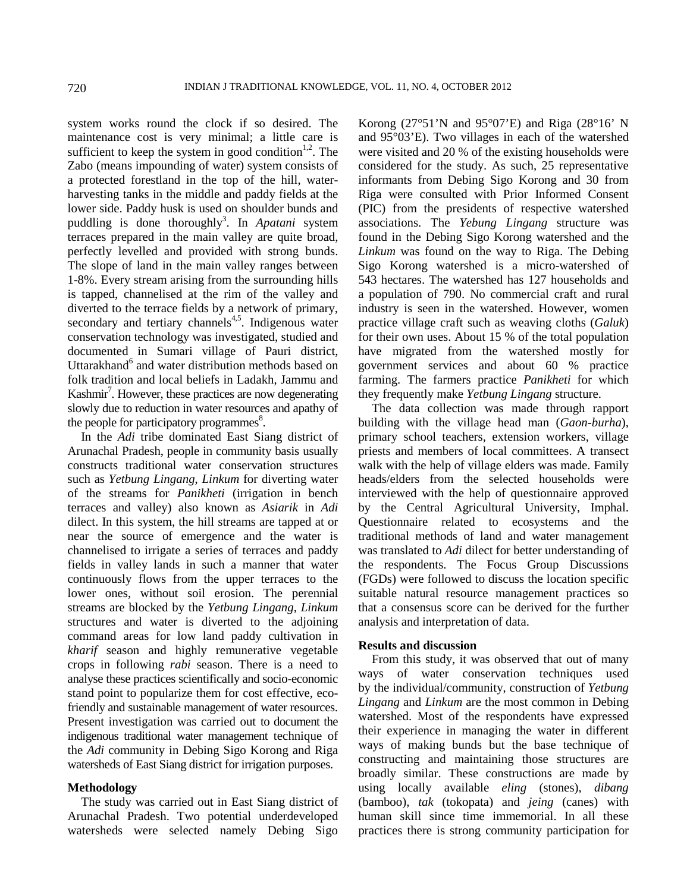system works round the clock if so desired. The maintenance cost is very minimal; a little care is sufficient to keep the system in good condition[1,2]. The Zabo (means impounding of water) system consists of a protected forestland in the top of the hill, water-harvesting tanks in the middle and paddy fields at the lower side. Paddy husk is used on shoulder bunds and puddling is done thoroughly[3]. In *Apatani* system terraces prepared in the main valley are quite broad, perfectly levelled and provided with strong bunds. The slope of land in the main valley ranges between 1-8%. Every stream arising from the surrounding hills is tapped, channelised at the rim of the valley and diverted to the terrace fields by a network of primary, secondary and tertiary channels[4,5]. Indigenous water conservation technology was investigated, studied and documented in Sumari village of Pauri district, Uttarakhand[6] and water distribution methods based on folk tradition and local beliefs in Ladakh, Jammu and Kashmir[7]. However, these practices are now degenerating slowly due to reduction in water resources and apathy of the people for participatory programmes[8].

In the *Adi* tribe dominated East Siang district of Arunachal Pradesh, people in community basis usually constructs traditional water conservation structures such as *Yetbung Lingang*, *Linkum* for diverting water of the streams for *Panikheti* (irrigation in bench terraces and valley) also known as *Asiarik* in *Adi* dilect. In this system, the hill streams are tapped at or near the source of emergence and the water is channelised to irrigate a series of terraces and paddy fields in valley lands in such a manner that water continuously flows from the upper terraces to the lower ones, without soil erosion. The perennial streams are blocked by the *Yetbung Lingang*, *Linkum* structures and water is diverted to the adjoining command areas for low land paddy cultivation in *kharif* season and highly remunerative vegetable crops in following *rabi* season. There is a need to analyse these practices scientifically and socio-economic stand point to popularize them for cost effective, eco-friendly and sustainable management of water resources. Present investigation was carried out to document the indigenous traditional water management technique of the *Adi* community in Debing Sigo Korong and Riga watersheds of East Siang district for irrigation purposes.

## Methodology

The study was carried out in East Siang district of Arunachal Pradesh. Two potential underdeveloped watersheds were selected namely Debing Sigo Korong (27°51'N and 95°07'E) and Riga (28°16' N and 95°03'E). Two villages in each of the watershed were visited and 20 % of the existing households were considered for the study. As such, 25 representative informants from Debing Sigo Korong and 30 from Riga were consulted with Prior Informed Consent (PIC) from the presidents of respective watershed associations. The *Yebung Lingang* structure was found in the Debing Sigo Korong watershed and the *Linkum* was found on the way to Riga. The Debing Sigo Korong watershed is a micro-watershed of 543 hectares. The watershed has 127 households and a population of 790. No commercial craft and rural industry is seen in the watershed. However, women practice village craft such as weaving cloths (*Galuk*) for their own uses. About 15 % of the total population have migrated from the watershed mostly for government services and about 60 % practice farming. The farmers practice *Panikheti* for which they frequently make *Yetbung Lingang* structure.

The data collection was made through rapport building with the village head man (*Gaon-burha*), primary school teachers, extension workers, village priests and members of local committees. A transect walk with the help of village elders was made. Family heads/elders from the selected households were interviewed with the help of questionnaire approved by the Central Agricultural University, Imphal. Questionnaire related to ecosystems and the traditional methods of land and water management was translated to *Adi* dilect for better understanding of the respondents. The Focus Group Discussions (FGDs) were followed to discuss the location specific suitable natural resource management practices so that a consensus score can be derived for the further analysis and interpretation of data.

## Results and discussion

From this study, it was observed that out of many ways of water conservation techniques used by the individual/community, construction of *Yetbung Lingang* and *Linkum* are the most common in Debing watershed. Most of the respondents have expressed their experience in managing the water in different ways of making bunds but the base technique of constructing and maintaining those structures are broadly similar. These constructions are made by using locally available *eling* (stones), *dibang* (bamboo), *tak* (tokopata) and *jeing* (canes) with human skill since time immemorial. In all these practices there is strong community participation for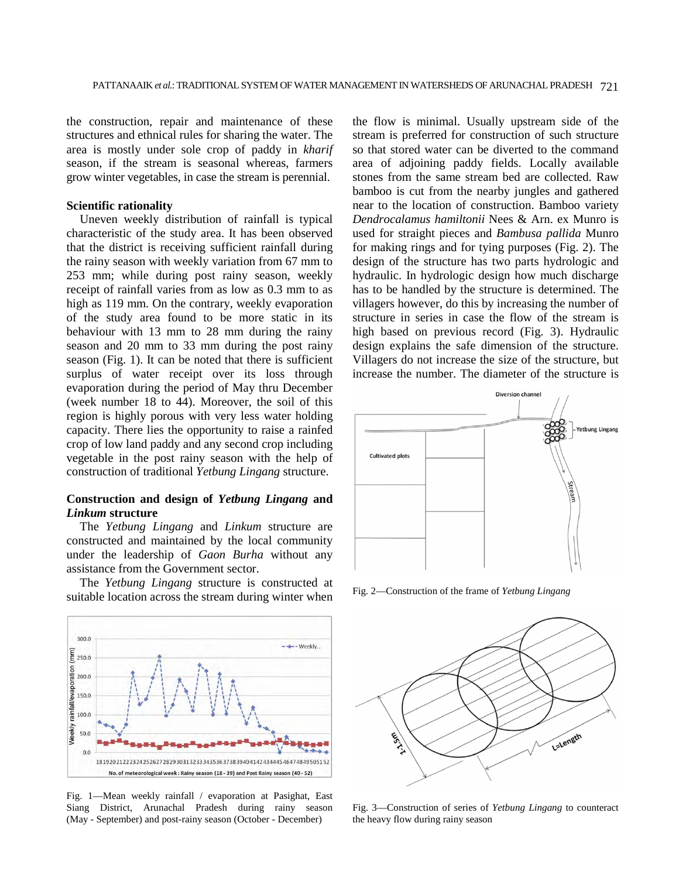the construction, repair and maintenance of these structures and ethnical rules for sharing the water. The area is mostly under sole crop of paddy in *kharif* season, if the stream is seasonal whereas, farmers grow winter vegetables, in case the stream is perennial.

### Scientific rationality

Uneven weekly distribution of rainfall is typical characteristic of the study area. It has been observed that the district is receiving sufficient rainfall during the rainy season with weekly variation from 67 mm to 253 mm; while during post rainy season, weekly receipt of rainfall varies from as low as 0.3 mm to as high as 119 mm. On the contrary, weekly evaporation of the study area found to be more static in its behaviour with 13 mm to 28 mm during the rainy season and 20 mm to 33 mm during the post rainy season (Fig. 1). It can be noted that there is sufficient surplus of water receipt over its loss through evaporation during the period of May thru December (week number 18 to 44). Moreover, the soil of this region is highly porous with very less water holding capacity. There lies the opportunity to raise a rainfed crop of low land paddy and any second crop including vegetable in the post rainy season with the help of construction of traditional *Yetbung Lingang* structure.

### Construction and design of *Yetbung Lingang* and *Linkum* structure

The *Yetbung Lingang* and *Linkum* structure are constructed and maintained by the local community under the leadership of *Gaon Burha* without any assistance from the Government sector.

The *Yetbung Lingang* structure is constructed at suitable location across the stream during winter when the flow is minimal. Usually upstream side of the stream is preferred for construction of such structure so that stored water can be diverted to the command area of adjoining paddy fields. Locally available stones from the same stream bed are collected. Raw bamboo is cut from the nearby jungles and gathered near to the location of construction. Bamboo variety *Dendrocalamus hamiltonii* Nees & Arn. ex Munro is used for straight pieces and *Bambusa pallida* Munro for making rings and for tying purposes (Fig. 2). The design of the structure has two parts hydrologic and hydraulic. In hydrologic design how much discharge has to be handled by the structure is determined. The villagers however, do this by increasing the number of structure in series in case the flow of the stream is high based on previous record (Fig. 3). Hydraulic design explains the safe dimension of the structure. Villagers do not increase the size of the structure, but increase the number. The diameter of the structure is

Fig. 1—Mean weekly rainfall / evaporation at Pasighat, East Siang District, Arunachal Pradesh during rainy season (May - September) and post-rainy season (October - December)

Fig. 2—Construction of the frame of *Yetbung Lingang*

Fig. 3—Construction of series of *Yetbung Lingang* to counteract the heavy flow during rainy season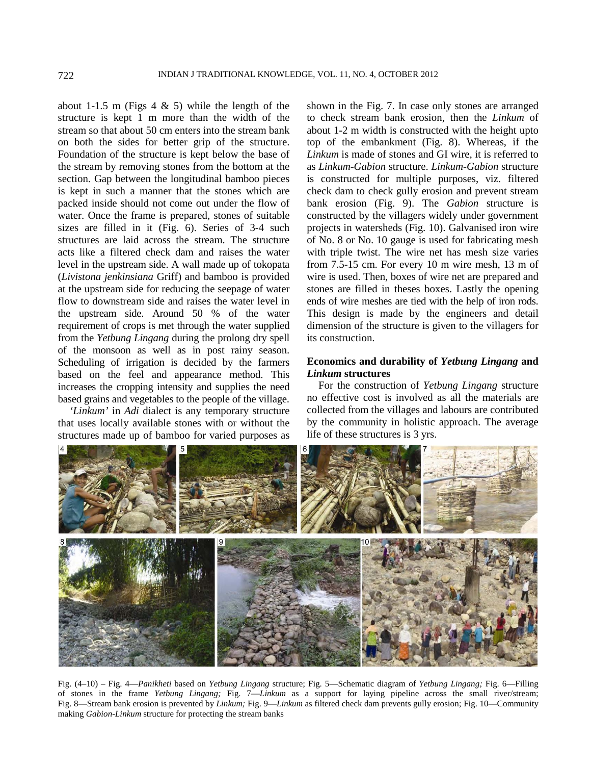about 1-1.5 m (Figs 4 & 5) while the length of the structure is kept 1 m more than the width of the stream so that about 50 cm enters into the stream bank on both the sides for better grip of the structure. Foundation of the structure is kept below the base of the stream by removing stones from the bottom at the section. Gap between the longitudinal bamboo pieces is kept in such a manner that the stones which are packed inside should not come out under the flow of water. Once the frame is prepared, stones of suitable sizes are filled in it (Fig. 6). Series of 3-4 such structures are laid across the stream. The structure acts like a filtered check dam and raises the water level in the upstream side. A wall made up of tokopata (*Livistona jenkinsiana* Griff) and bamboo is provided at the upstream side for reducing the seepage of water flow to downstream side and raises the water level in the upstream side. Around 50 % of the water requirement of crops is met through the water supplied from the *Yetbung Lingang* during the prolong dry spell of the monsoon as well as in post rainy season. Scheduling of irrigation is decided by the farmers based on the feel and appearance method. This increases the cropping intensity and supplies the need based grains and vegetables to the people of the village.

*'Linkum'* in *Adi* dialect is any temporary structure that uses locally available stones with or without the structures made up of bamboo for varied purposes as shown in the Fig. 7. In case only stones are arranged to check stream bank erosion, then the *Linkum* of about 1-2 m width is constructed with the height upto top of the embankment (Fig. 8). Whereas, if the *Linkum* is made of stones and GI wire, it is referred to as *Linkum-Gabion* structure. *Linkum-Gabion* structure is constructed for multiple purposes, viz. filtered check dam to check gully erosion and prevent stream bank erosion (Fig. 9). The *Gabion* structure is constructed by the villagers widely under government projects in watersheds (Fig. 10). Galvanised iron wire of No. 8 or No. 10 gauge is used for fabricating mesh with triple twist. The wire net has mesh size varies from 7.5-15 cm. For every 10 m wire mesh, 13 m of wire is used. Then, boxes of wire net are prepared and stones are filled in theses boxes. Lastly the opening ends of wire meshes are tied with the help of iron rods. This design is made by the engineers and detail dimension of the structure is given to the villagers for its construction.

### Economics and durability of *Yetbung Lingang* and *Linkum* structures

For the construction of *Yetbung Lingang* structure no effective cost is involved as all the materials are collected from the villages and labours are contributed by the community in holistic approach. The average life of these structures is 3 yrs.

Fig. (4–10) – Fig. 4—*Panikheti* based on *Yetbung Lingang* structure; Fig. 5—Schematic diagram of *Yetbung Lingang;* Fig. 6—Filling of stones in the frame *Yetbung Lingang;* Fig. 7—*Linkum* as a support for laying pipeline across the small river/stream; Fig. 8—Stream bank erosion is prevented by *Linkum;* Fig. 9—*Linkum* as filtered check dam prevents gully erosion; Fig. 10—Community making *Gabion-Linkum* structure for protecting the stream banks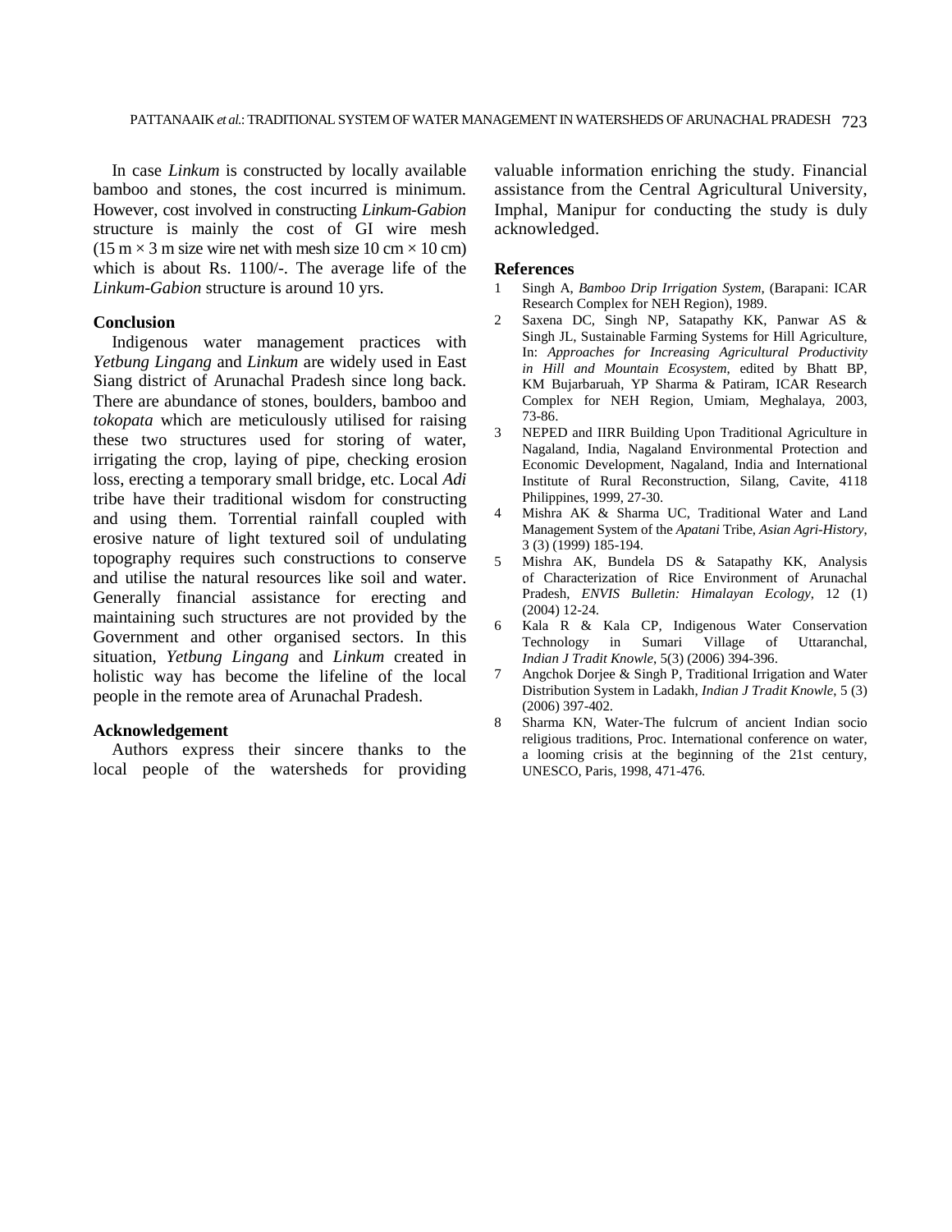In case *Linkum* is constructed by locally available bamboo and stones, the cost incurred is minimum. However, cost involved in constructing *Linkum-Gabion* structure is mainly the cost of GI wire mesh (15 m × 3 m size wire net with mesh size 10 cm × 10 cm) which is about Rs. 1100/-. The average life of the *Linkum-Gabion* structure is around 10 yrs.

## Conclusion

Indigenous water management practices with *Yetbung Lingang* and *Linkum* are widely used in East Siang district of Arunachal Pradesh since long back. There are abundance of stones, boulders, bamboo and *tokopata* which are meticulously utilised for raising these two structures used for storing of water, irrigating the crop, laying of pipe, checking erosion loss, erecting a temporary small bridge, etc. Local *Adi* tribe have their traditional wisdom for constructing and using them. Torrential rainfall coupled with erosive nature of light textured soil of undulating topography requires such constructions to conserve and utilise the natural resources like soil and water. Generally financial assistance for erecting and maintaining such structures are not provided by the Government and other organised sectors. In this situation, *Yetbung Lingang* and *Linkum* created in holistic way has become the lifeline of the local people in the remote area of Arunachal Pradesh.

## Acknowledgement

Authors express their sincere thanks to the local people of the watersheds for providing valuable information enriching the study. Financial assistance from the Central Agricultural University, Imphal, Manipur for conducting the study is duly acknowledged.

## References

1. Singh A, *Bamboo Drip Irrigation System*, (Barapani: ICAR Research Complex for NEH Region), 1989.
2. Saxena DC, Singh NP, Satapathy KK, Panwar AS & Singh JL, Sustainable Farming Systems for Hill Agriculture, In: *Approaches for Increasing Agricultural Productivity in Hill and Mountain Ecosystem*, edited by Bhatt BP, KM Bujarbaruah, YP Sharma & Patiram, ICAR Research Complex for NEH Region, Umiam, Meghalaya, 2003, 73-86.
3. NEPED and IIRR Building Upon Traditional Agriculture in Nagaland, India, Nagaland Environmental Protection and Economic Development, Nagaland, India and International Institute of Rural Reconstruction, Silang, Cavite, 4118 Philippines, 1999, 27-30.
4. Mishra AK & Sharma UC, Traditional Water and Land Management System of the *Apatani* Tribe, *Asian Agri-History*, 3 (3) (1999) 185-194.
5. Mishra AK, Bundela DS & Satapathy KK, Analysis of Characterization of Rice Environment of Arunachal Pradesh, *ENVIS Bulletin: Himalayan Ecology*, 12 (1) (2004) 12-24.
6. Kala R & Kala CP, Indigenous Water Conservation Technology in Sumari Village of Uttaranchal, *Indian J Tradit Knowle*, 5(3) (2006) 394-396.
7. Angchok Dorjee & Singh P, Traditional Irrigation and Water Distribution System in Ladakh, *Indian J Tradit Knowle*, 5 (3) (2006) 397-402.
8. Sharma KN, Water-The fulcrum of ancient Indian socio religious traditions, Proc. International conference on water, a looming crisis at the beginning of the 21st century, UNESCO, Paris, 1998, 471-476.